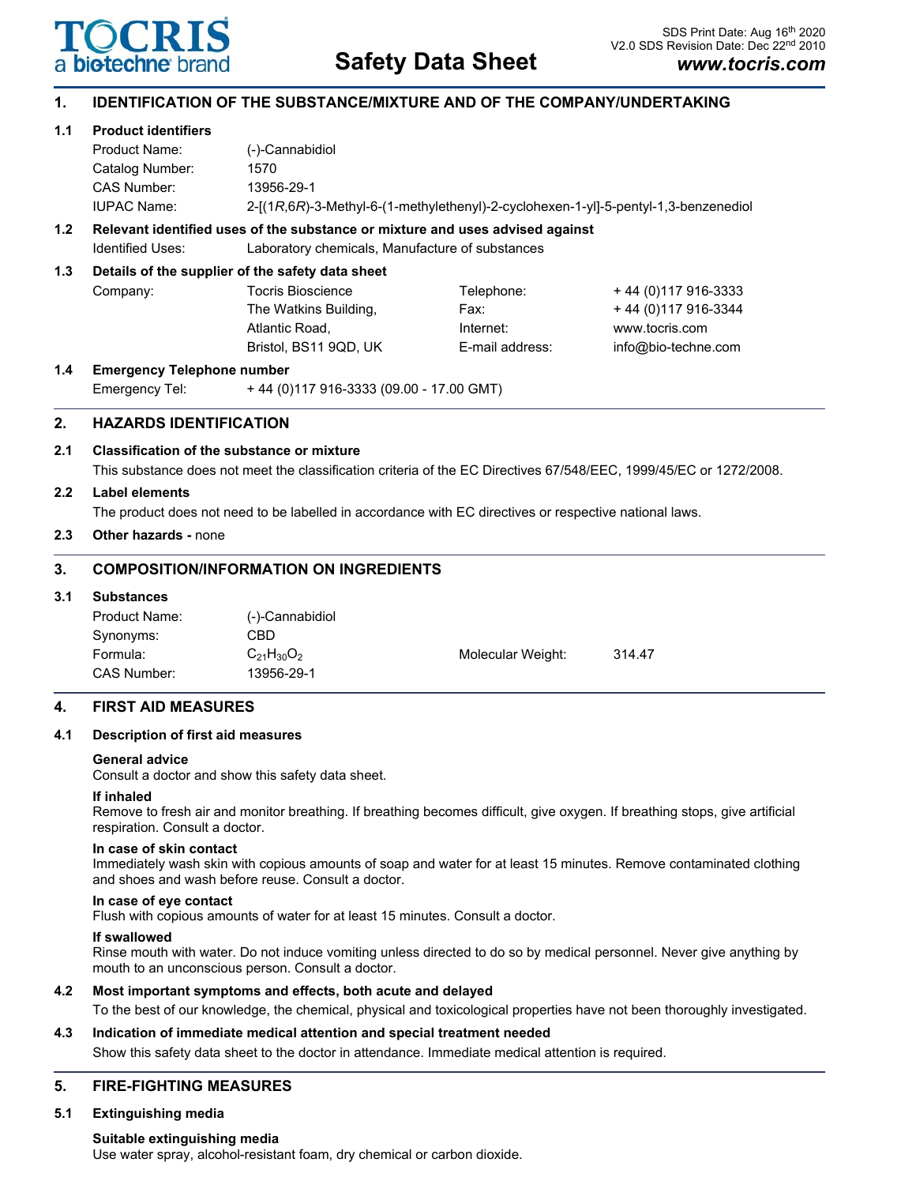**TOCRIS**
a biotechne brand

# Safety Data Sheet

SDS Print Date: Aug 16th 2020
V2.0 SDS Revision Date: Dec 22nd 2010
***www.tocris.com***

## 1. IDENTIFICATION OF THE SUBSTANCE/MIXTURE AND OF THE COMPANY/UNDERTAKING

### 1.1 Product identifiers

| | |
|---|---|
| Product Name: | (-)-Cannabidiol |
| Catalog Number: | 1570 |
| CAS Number: | 13956-29-1 |
| IUPAC Name: | 2-[(1*R*,6*R*)-3-Methyl-6-(1-methylethenyl)-2-cyclohexen-1-yl]-5-pentyl-1,3-benzenediol |

### 1.2 Relevant identified uses of the substance or mixture and uses advised against

Identified Uses: Laboratory chemicals, Manufacture of substances

### 1.3 Details of the supplier of the safety data sheet

| | | | |
|---|---|---|---|
| Company: | Tocris Bioscience | Telephone: | + 44 (0)117 916-3333 |
| | The Watkins Building, | Fax: | + 44 (0)117 916-3344 |
| | Atlantic Road, | Internet: | www.tocris.com |
| | Bristol, BS11 9QD, UK | E-mail address: | info@bio-techne.com |

### 1.4 Emergency Telephone number

Emergency Tel: + 44 (0)117 916-3333 (09.00 - 17.00 GMT)

## 2. HAZARDS IDENTIFICATION

### 2.1 Classification of the substance or mixture

This substance does not meet the classification criteria of the EC Directives 67/548/EEC, 1999/45/EC or 1272/2008.

### 2.2 Label elements

The product does not need to be labelled in accordance with EC directives or respective national laws.

### 2.3 Other hazards - none

## 3. COMPOSITION/INFORMATION ON INGREDIENTS

### 3.1 Substances

| | | | |
|---|---|---|---|
| Product Name: | (-)-Cannabidiol | | |
| Synonyms: | CBD | | |
| Formula: | $C_{21}H_{30}O_2$ | Molecular Weight: | 314.47 |
| CAS Number: | 13956-29-1 | | |

## 4. FIRST AID MEASURES

### 4.1 Description of first aid measures

**General advice**
Consult a doctor and show this safety data sheet.

**If inhaled**
Remove to fresh air and monitor breathing. If breathing becomes difficult, give oxygen. If breathing stops, give artificial respiration. Consult a doctor.

**In case of skin contact**
Immediately wash skin with copious amounts of soap and water for at least 15 minutes. Remove contaminated clothing and shoes and wash before reuse. Consult a doctor.

**In case of eye contact**
Flush with copious amounts of water for at least 15 minutes. Consult a doctor.

**If swallowed**
Rinse mouth with water. Do not induce vomiting unless directed to do so by medical personnel. Never give anything by mouth to an unconscious person. Consult a doctor.

### 4.2 Most important symptoms and effects, both acute and delayed

To the best of our knowledge, the chemical, physical and toxicological properties have not been thoroughly investigated.

### 4.3 Indication of immediate medical attention and special treatment needed

Show this safety data sheet to the doctor in attendance. Immediate medical attention is required.

## 5. FIRE-FIGHTING MEASURES

### 5.1 Extinguishing media

**Suitable extinguishing media**
Use water spray, alcohol-resistant foam, dry chemical or carbon dioxide.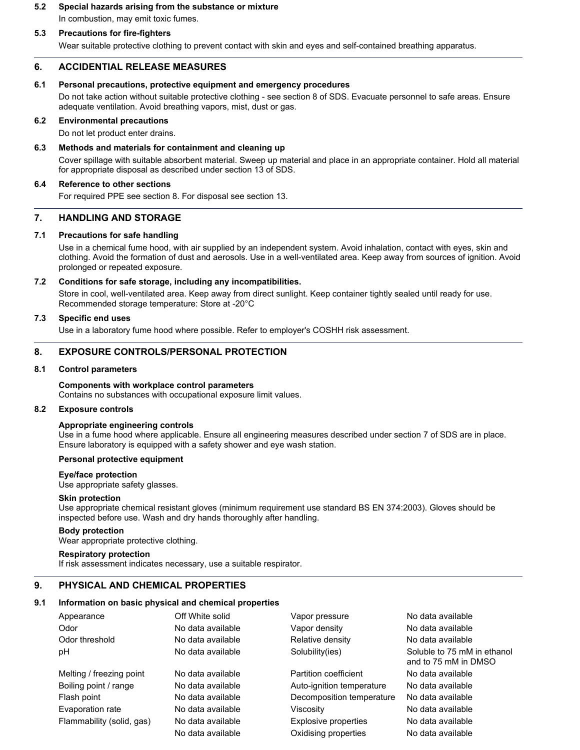### 5.2 Special hazards arising from the substance or mixture

In combustion, may emit toxic fumes.

### 5.3 Precautions for fire-fighters

Wear suitable protective clothing to prevent contact with skin and eyes and self-contained breathing apparatus.

## 6. ACCIDENTIAL RELEASE MEASURES

### 6.1 Personal precautions, protective equipment and emergency procedures

Do not take action without suitable protective clothing - see section 8 of SDS. Evacuate personnel to safe areas. Ensure adequate ventilation. Avoid breathing vapors, mist, dust or gas.

### 6.2 Environmental precautions

Do not let product enter drains.

### 6.3 Methods and materials for containment and cleaning up

Cover spillage with suitable absorbent material. Sweep up material and place in an appropriate container. Hold all material for appropriate disposal as described under section 13 of SDS.

### 6.4 Reference to other sections

For required PPE see section 8. For disposal see section 13.

## 7. HANDLING AND STORAGE

### 7.1 Precautions for safe handling

Use in a chemical fume hood, with air supplied by an independent system. Avoid inhalation, contact with eyes, skin and clothing. Avoid the formation of dust and aerosols. Use in a well-ventilated area. Keep away from sources of ignition. Avoid prolonged or repeated exposure.

### 7.2 Conditions for safe storage, including any incompatibilities.

Store in cool, well-ventilated area. Keep away from direct sunlight. Keep container tightly sealed until ready for use. Recommended storage temperature: Store at -20°C

### 7.3 Specific end uses

Use in a laboratory fume hood where possible. Refer to employer's COSHH risk assessment.

## 8. EXPOSURE CONTROLS/PERSONAL PROTECTION

### 8.1 Control parameters

**Components with workplace control parameters**
Contains no substances with occupational exposure limit values.

### 8.2 Exposure controls

**Appropriate engineering controls**
Use in a fume hood where applicable. Ensure all engineering measures described under section 7 of SDS are in place. Ensure laboratory is equipped with a safety shower and eye wash station.

**Personal protective equipment**

**Eye/face protection**
Use appropriate safety glasses.

**Skin protection**
Use appropriate chemical resistant gloves (minimum requirement use standard BS EN 374:2003). Gloves should be inspected before use. Wash and dry hands thoroughly after handling.

**Body protection**
Wear appropriate protective clothing.

**Respiratory protection**
If risk assessment indicates necessary, use a suitable respirator.

## 9. PHYSICAL AND CHEMICAL PROPERTIES

### 9.1 Information on basic physical and chemical properties

| Property | Value | Property | Value |
|---|---|---|---|
| Appearance | Off White solid | Vapor pressure | No data available |
| Odor | No data available | Vapor density | No data available |
| Odor threshold | No data available | Relative density | No data available |
| pH | No data available | Solubility(ies) | Soluble to 75 mM in ethanol and to 75 mM in DMSO |
| Melting / freezing point | No data available | Partition coefficient | No data available |
| Boiling point / range | No data available | Auto-ignition temperature | No data available |
| Flash point | No data available | Decomposition temperature | No data available |
| Evaporation rate | No data available | Viscosity | No data available |
| Flammability (solid, gas) | No data available | Explosive properties | No data available |
| | No data available | Oxidising properties | No data available |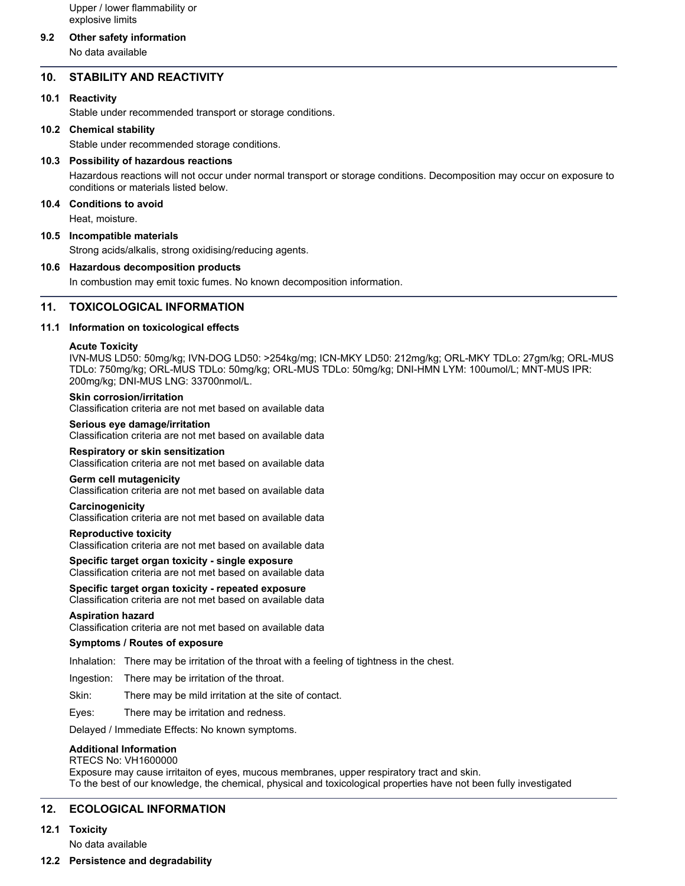Upper / lower flammability or explosive limits

**9.2 Other safety information**

No data available

## 10. STABILITY AND REACTIVITY

**10.1 Reactivity**

Stable under recommended transport or storage conditions.

**10.2 Chemical stability**

Stable under recommended storage conditions.

**10.3 Possibility of hazardous reactions**

Hazardous reactions will not occur under normal transport or storage conditions. Decomposition may occur on exposure to conditions or materials listed below.

**10.4 Conditions to avoid**

Heat, moisture.

**10.5 Incompatible materials**

Strong acids/alkalis, strong oxidising/reducing agents.

**10.6 Hazardous decomposition products**

In combustion may emit toxic fumes. No known decomposition information.

## 11. TOXICOLOGICAL INFORMATION

**11.1 Information on toxicological effects**

**Acute Toxicity**
IVN-MUS LD50: 50mg/kg; IVN-DOG LD50: >254kg/mg; ICN-MKY LD50: 212mg/kg; ORL-MKY TDLo: 27gm/kg; ORL-MUS TDLo: 750mg/kg; ORL-MUS TDLo: 50mg/kg; ORL-MUS TDLo: 50mg/kg; DNI-HMN LYM: 100umol/L; MNT-MUS IPR: 200mg/kg; DNI-MUS LNG: 33700nmol/L.

**Skin corrosion/irritation**
Classification criteria are not met based on available data

**Serious eye damage/irritation**
Classification criteria are not met based on available data

**Respiratory or skin sensitization**
Classification criteria are not met based on available data

**Germ cell mutagenicity**
Classification criteria are not met based on available data

**Carcinogenicity**
Classification criteria are not met based on available data

**Reproductive toxicity**
Classification criteria are not met based on available data

**Specific target organ toxicity - single exposure**
Classification criteria are not met based on available data

**Specific target organ toxicity - repeated exposure**
Classification criteria are not met based on available data

**Aspiration hazard**
Classification criteria are not met based on available data

**Symptoms / Routes of exposure**

Inhalation: There may be irritation of the throat with a feeling of tightness in the chest.

Ingestion: There may be irritation of the throat.

Skin: There may be mild irritation at the site of contact.

Eyes: There may be irritation and redness.

Delayed / Immediate Effects: No known symptoms.

**Additional Information**
RTECS No: VH1600000
Exposure may cause irritaiton of eyes, mucous membranes, upper respiratory tract and skin.
To the best of our knowledge, the chemical, physical and toxicological properties have not been fully investigated

## 12. ECOLOGICAL INFORMATION

**12.1 Toxicity**

No data available

**12.2 Persistence and degradability**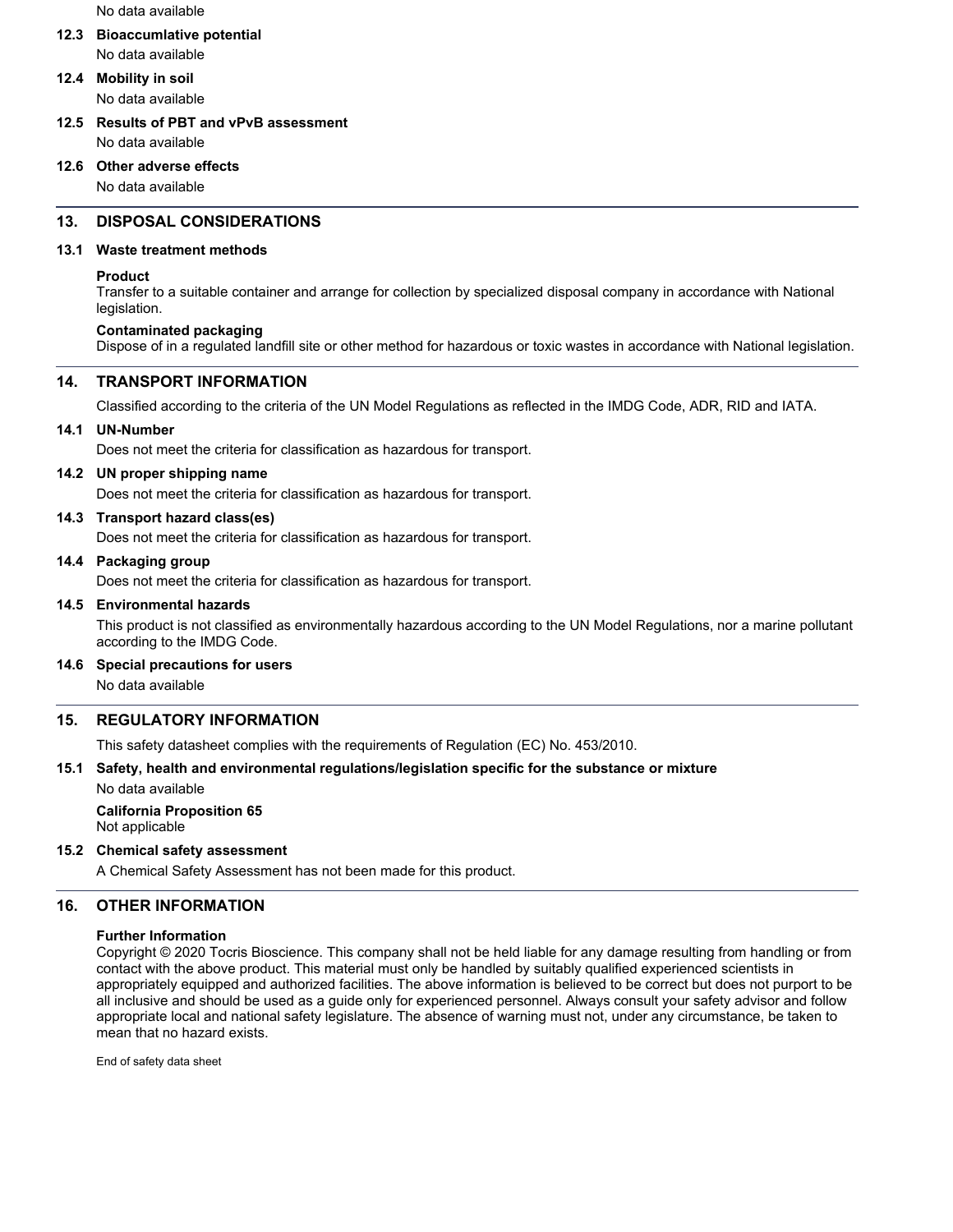No data available

### 12.3 Bioaccumlative potential

No data available

### 12.4 Mobility in soil

No data available

### 12.5 Results of PBT and vPvB assessment

No data available

### 12.6 Other adverse effects

No data available

## 13. DISPOSAL CONSIDERATIONS

### 13.1 Waste treatment methods

**Product**
Transfer to a suitable container and arrange for collection by specialized disposal company in accordance with National legislation.

**Contaminated packaging**
Dispose of in a regulated landfill site or other method for hazardous or toxic wastes in accordance with National legislation.

## 14. TRANSPORT INFORMATION

Classified according to the criteria of the UN Model Regulations as reflected in the IMDG Code, ADR, RID and IATA.

### 14.1 UN-Number

Does not meet the criteria for classification as hazardous for transport.

### 14.2 UN proper shipping name

Does not meet the criteria for classification as hazardous for transport.

### 14.3 Transport hazard class(es)

Does not meet the criteria for classification as hazardous for transport.

### 14.4 Packaging group

Does not meet the criteria for classification as hazardous for transport.

### 14.5 Environmental hazards

This product is not classified as environmentally hazardous according to the UN Model Regulations, nor a marine pollutant according to the IMDG Code.

### 14.6 Special precautions for users

No data available

## 15. REGULATORY INFORMATION

This safety datasheet complies with the requirements of Regulation (EC) No. 453/2010.

### 15.1 Safety, health and environmental regulations/legislation specific for the substance or mixture

No data available

**California Proposition 65**
Not applicable

### 15.2 Chemical safety assessment

A Chemical Safety Assessment has not been made for this product.

## 16. OTHER INFORMATION

**Further Information**
Copyright © 2020 Tocris Bioscience. This company shall not be held liable for any damage resulting from handling or from contact with the above product. This material must only be handled by suitably qualified experienced scientists in appropriately equipped and authorized facilities. The above information is believed to be correct but does not purport to be all inclusive and should be used as a guide only for experienced personnel. Always consult your safety advisor and follow appropriate local and national safety legislature. The absence of warning must not, under any circumstance, be taken to mean that no hazard exists.

End of safety data sheet